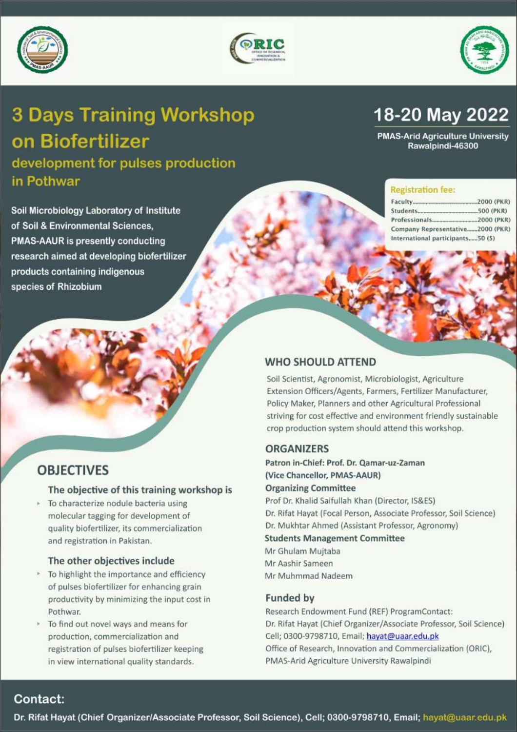# 3 Days Training Workshop on Biofertilizer

## development for pulses production in Pothwar

**18-20 May 2022**

**PMAS-Arid Agriculture University Rawalpindi-46300**

**Registration fee:**

| | |
|---|---|
| Faculty | 2000 (PKR) |
| Students | 500 (PKR) |
| Professionals | 2000 (PKR) |
| Company Representative | 2000 (PKR) |
| International participants | 50 ($) |

**Soil Microbiology Laboratory of Institute of Soil & Environmental Sciences, PMAS-AAUR is presently conducting research aimed at developing biofertilizer products containing indigenous species of Rhizobium**

## OBJECTIVES

### The objective of this training workshop is

- To characterize nodule bacteria using molecular tagging for development of quality biofertilizer, its commercialization and registration in Pakistan.

### The other objectives include

- To highlight the importance and efficiency of pulses biofertilizer for enhancing grain productivity by minimizing the input cost in Pothwar.
- To find out novel ways and means for production, commercialization and registration of pulses biofertilizer keeping in view international quality standards.

## WHO SHOULD ATTEND

Soil Scientist, Agronomist, Microbiologist, Agriculture Extension Officers/Agents, Farmers, Fertilizer Manufacturer, Policy Maker, Planners and other Agricultural Professional striving for cost effective and environment friendly sustainable crop production system should attend this workshop.

## ORGANIZERS

**Patron in-Chief: Prof. Dr. Qamar-uz-Zaman (Vice Chancellor, PMAS-AAUR)**

**Organizing Committee**

Prof Dr. Khalid Saifullah Khan (Director, IS&ES)
Dr. Rifat Hayat (Focal Person, Associate Professor, Soil Science)
Dr. Mukhtar Ahmed (Assistant Professor, Agronomy)

**Students Management Committee**

Mr Ghulam Mujtaba
Mr Aashir Sameen
Mr Muhmmad Nadeem

## Funded by

Research Endowment Fund (REF) ProgramContact:
Dr. Rifat Hayat (Chief Organizer/Associate Professor, Soil Science)
Cell; 0300-9798710, Email; hayat@uaar.edu.pk
Office of Research, Innovation and Commercialization (ORIC), PMAS-Arid Agriculture University Rawalpindi

## Contact:

Dr. Rifat Hayat (Chief Organizer/Associate Professor, Soil Science), Cell; 0300-9798710, Email; hayat@uaar.edu.pk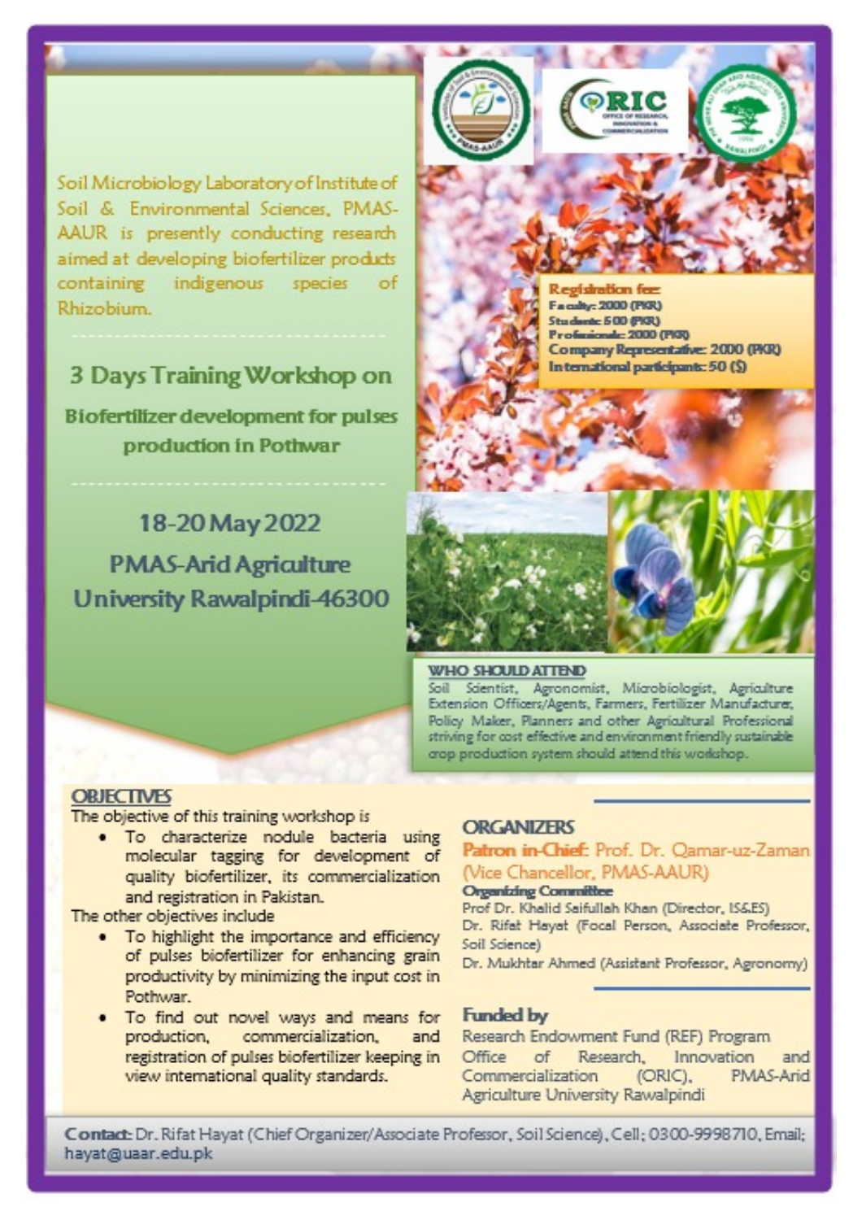Soil Microbiology Laboratory of Institute of Soil & Environmental Sciences, PMAS-AAUR is presently conducting research aimed at developing biofertilizer products containing indigenous species of Rhizobium.

## 3 Days Training Workshop on

### Biofertilizer development for pulses production in Pothwar

### 18-20 May 2022

### PMAS-Arid Agriculture University Rawalpindi-46300

**Registration fee:**

**Faculty: 2000 (PKR)**
**Students: 500 (PKR)**
**Professionals: 2000 (PKR)**
**Company Representative: 2000 (PKR)**
**International participants: 50 ($)**

**WHO SHOULD ATTEND**

Soil Scientist, Agronomist, Microbiologist, Agriculture Extension Officers/Agents, Farmers, Fertilizer Manufacturer, Policy Maker, Planners and other Agricultural Professional striving for cost effective and environment friendly sustainable crop production system should attend this workshop.

**OBJECTIVES**

The objective of this training workshop is

- To characterize nodule bacteria using molecular tagging for development of quality biofertilizer, its commercialization and registration in Pakistan.

The other objectives include

- To highlight the importance and efficiency of pulses biofertilizer for enhancing grain productivity by minimizing the input cost in Pothwar.
- To find out novel ways and means for production, commercialization, and registration of pulses biofertilizer keeping in view international quality standards.

**ORGANIZERS**

**Patron in-Chief:** Prof. Dr. Qamar-uz-Zaman (Vice Chancellor, PMAS-AAUR)

**Organizing Committee**

Prof Dr. Khalid Saifullah Khan (Director, IS&ES)
Dr. Rifat Hayat (Focal Person, Associate Professor, Soil Science)
Dr. Mukhtar Ahmed (Assistant Professor, Agronomy)

**Funded by**

Research Endowment Fund (REF) Program
Office of Research, Innovation and Commercialization (ORIC), PMAS-Arid Agriculture University Rawalpindi

**Contact:** Dr. Rifat Hayat (Chief Organizer/Associate Professor, Soil Science), Cell: 0300-9998710, Email: hayat@uaar.edu.pk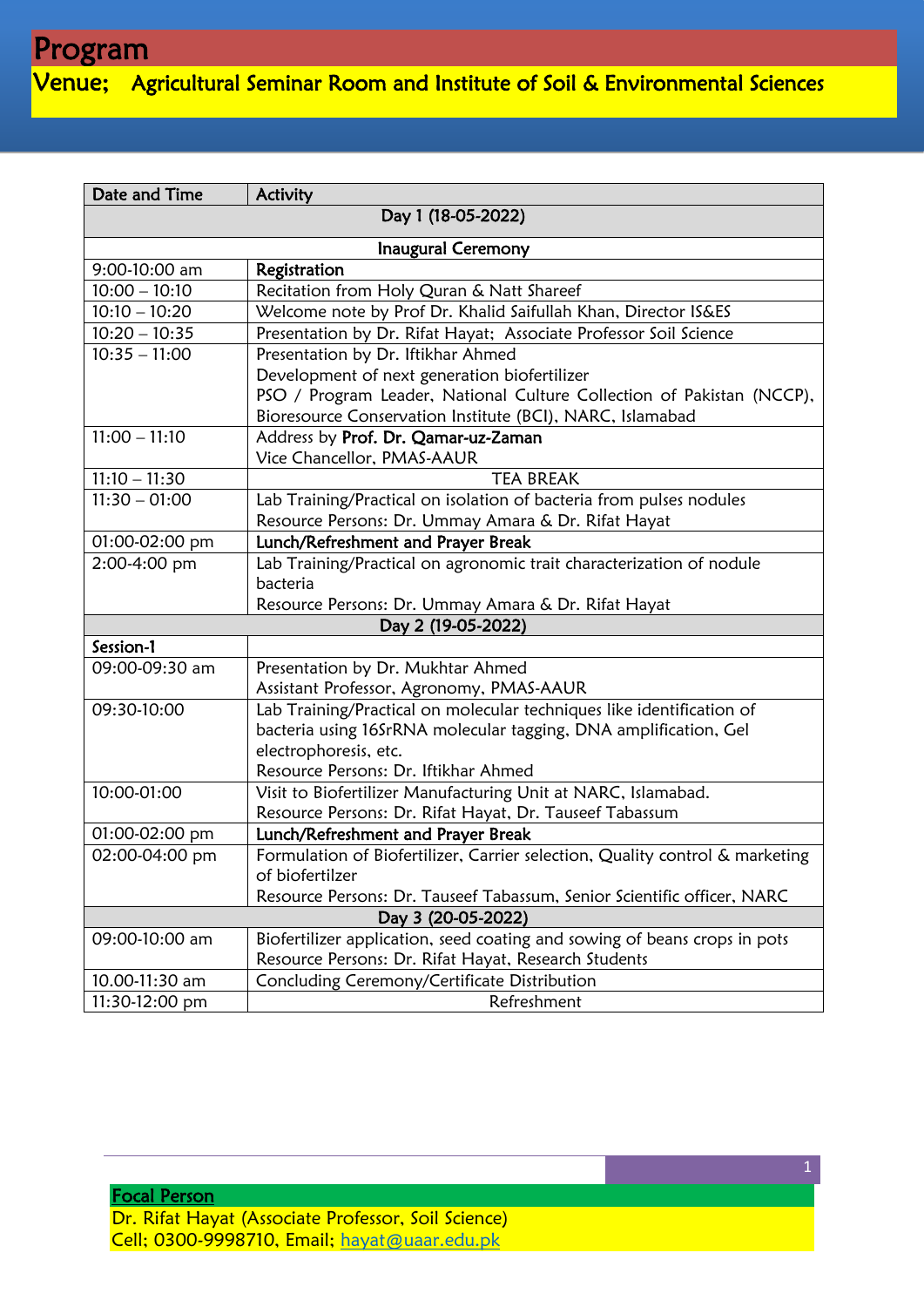# Program

## Venue; Agricultural Seminar Room and Institute of Soil & Environmental Sciences

| Date and Time | Activity |
|---|---|
| **Day 1 (18-05-2022)** | |
| **Inaugural Ceremony** | |
| 9:00-10:00 am | **Registration** |
| 10:00 – 10:10 | Recitation from Holy Quran & Natt Shareef |
| 10:10 – 10:20 | Welcome note by Prof Dr. Khalid Saifullah Khan, Director IS&ES |
| 10:20 – 10:35 | Presentation by Dr. Rifat Hayat; Associate Professor Soil Science |
| 10:35 – 11:00 | Presentation by Dr. Iftikhar Ahmed<br>Development of next generation biofertilizer<br>PSO / Program Leader, National Culture Collection of Pakistan (NCCP), Bioresource Conservation Institute (BCI), NARC, Islamabad |
| 11:00 – 11:10 | Address by **Prof. Dr. Qamar-uz-Zaman**<br>Vice Chancellor, PMAS-AAUR |
| 11:10 – 11:30 | TEA BREAK |
| 11:30 – 01:00 | Lab Training/Practical on isolation of bacteria from pulses nodules<br>Resource Persons: Dr. Ummay Amara & Dr. Rifat Hayat |
| 01:00-02:00 pm | **Lunch/Refreshment and Prayer Break** |
| 2:00-4:00 pm | Lab Training/Practical on agronomic trait characterization of nodule bacteria<br>Resource Persons: Dr. Ummay Amara & Dr. Rifat Hayat |
| **Day 2 (19-05-2022)** | |
| **Session-1** | |
| 09:00-09:30 am | Presentation by Dr. Mukhtar Ahmed<br>Assistant Professor, Agronomy, PMAS-AAUR |
| 09:30-10:00 | Lab Training/Practical on molecular techniques like identification of bacteria using 16SrRNA molecular tagging, DNA amplification, Gel electrophoresis, etc.<br>Resource Persons: Dr. Iftikhar Ahmed |
| 10:00-01:00 | Visit to Biofertilizer Manufacturing Unit at NARC, Islamabad.<br>Resource Persons: Dr. Rifat Hayat, Dr. Tauseef Tabassum |
| 01:00-02:00 pm | **Lunch/Refreshment and Prayer Break** |
| 02:00-04:00 pm | Formulation of Biofertilizer, Carrier selection, Quality control & marketing of biofertilzer<br>Resource Persons: Dr. Tauseef Tabassum, Senior Scientific officer, NARC |
| **Day 3 (20-05-2022)** | |
| 09:00-10:00 am | Biofertilizer application, seed coating and sowing of beans crops in pots<br>Resource Persons: Dr. Rifat Hayat, Research Students |
| 10.00-11:30 am | Concluding Ceremony/Certificate Distribution |
| 11:30-12:00 pm | Refreshment |

**Focal Person**

Dr. Rifat Hayat (Associate Professor, Soil Science)
Cell; 0300-9998710, Email; hayat@uaar.edu.pk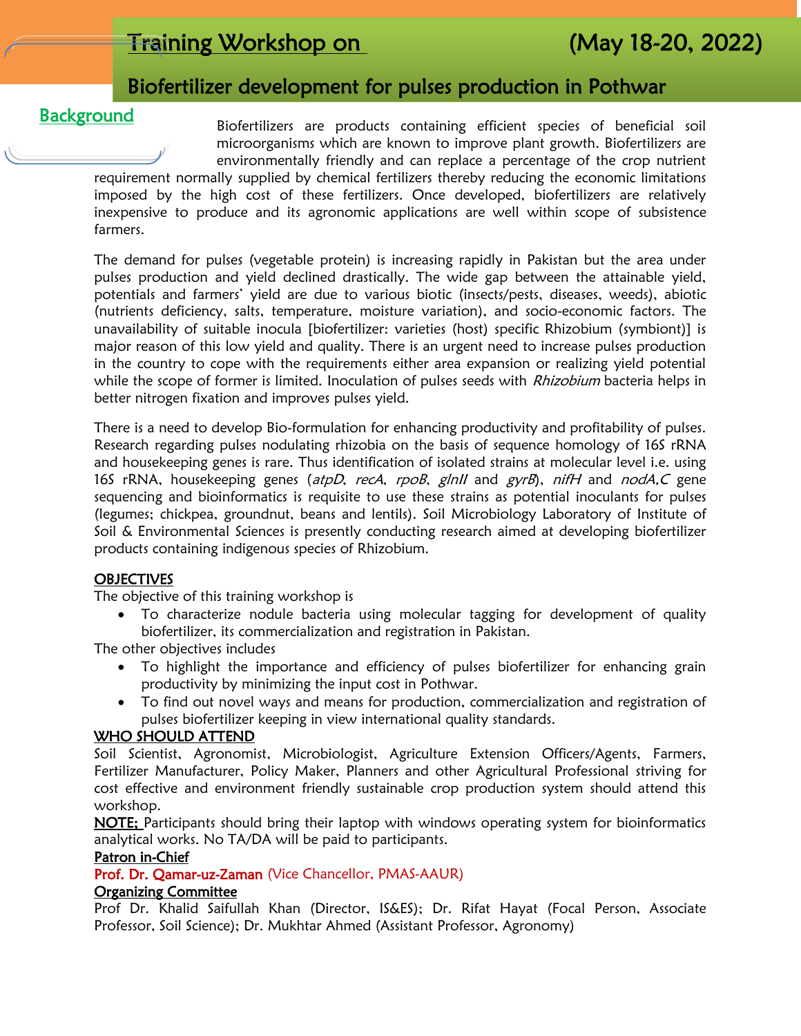# Training Workshop on (May 18-20, 2022)

## Biofertilizer development for pulses production in Pothwar

### Background

Biofertilizers are products containing efficient species of beneficial soil microorganisms which are known to improve plant growth. Biofertilizers are environmentally friendly and can replace a percentage of the crop nutrient requirement normally supplied by chemical fertilizers thereby reducing the economic limitations imposed by the high cost of these fertilizers. Once developed, biofertilizers are relatively inexpensive to produce and its agronomic applications are well within scope of subsistence farmers.

The demand for pulses (vegetable protein) is increasing rapidly in Pakistan but the area under pulses production and yield declined drastically. The wide gap between the attainable yield, potentials and farmers' yield are due to various biotic (insects/pests, diseases, weeds), abiotic (nutrients deficiency, salts, temperature, moisture variation), and socio-economic factors. The unavailability of suitable inocula [biofertilizer: varieties (host) specific Rhizobium (symbiont)] is major reason of this low yield and quality. There is an urgent need to increase pulses production in the country to cope with the requirements either area expansion or realizing yield potential while the scope of former is limited. Inoculation of pulses seeds with *Rhizobium* bacteria helps in better nitrogen fixation and improves pulses yield.

There is a need to develop Bio-formulation for enhancing productivity and profitability of pulses. Research regarding pulses nodulating rhizobia on the basis of sequence homology of 16S rRNA and housekeeping genes is rare. Thus identification of isolated strains at molecular level i.e. using 16S rRNA, housekeeping genes (*atpD*, *recA*, *rpoB*, *glnII* and *gyrB*), *nifH* and *nodA,C* gene sequencing and bioinformatics is requisite to use these strains as potential inoculants for pulses (legumes; chickpea, groundnut, beans and lentils). Soil Microbiology Laboratory of Institute of Soil & Environmental Sciences is presently conducting research aimed at developing biofertilizer products containing indigenous species of Rhizobium.

**OBJECTIVES**

The objective of this training workshop is

- To characterize nodule bacteria using molecular tagging for development of quality biofertilizer, its commercialization and registration in Pakistan.

The other objectives includes

- To highlight the importance and efficiency of pulses biofertilizer for enhancing grain productivity by minimizing the input cost in Pothwar.
- To find out novel ways and means for production, commercialization and registration of pulses biofertilizer keeping in view international quality standards.

**WHO SHOULD ATTEND**

Soil Scientist, Agronomist, Microbiologist, Agriculture Extension Officers/Agents, Farmers, Fertilizer Manufacturer, Policy Maker, Planners and other Agricultural Professional striving for cost effective and environment friendly sustainable crop production system should attend this workshop.

**NOTE;** Participants should bring their laptop with windows operating system for bioinformatics analytical works. No TA/DA will be paid to participants.

**Patron in-Chief**

**Prof. Dr. Qamar-uz-Zaman** (Vice Chancellor, PMAS-AAUR)

**Organizing Committee**

Prof Dr. Khalid Saifullah Khan (Director, IS&ES); Dr. Rifat Hayat (Focal Person, Associate Professor, Soil Science); Dr. Mukhtar Ahmed (Assistant Professor, Agronomy)